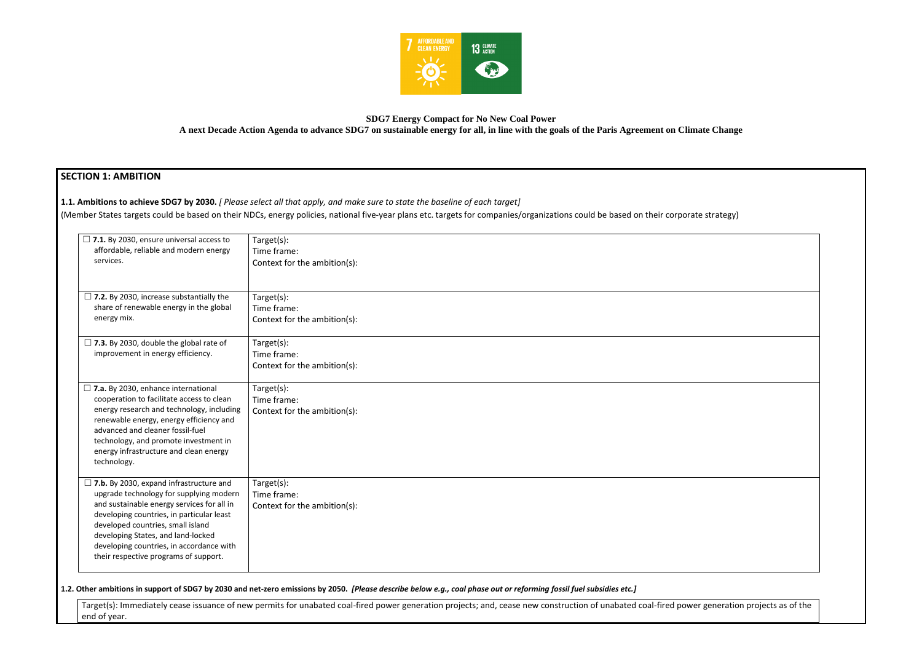**SDG7 Energy Compact for No New Coal Power**

**A next Decade Action Agenda to advance SDG7 on sustainable energy for all, in line with the goals of the Paris Agreement on Climate Change**

## SECTION 1: AMBITION

**1.1. Ambitions to achieve SDG7 by 2030.** *[ Please select all that apply, and make sure to state the baseline of each target]*

(Member States targets could be based on their NDCs, energy policies, national five-year plans etc. targets for companies/organizations could be based on their corporate strategy)

| | |
|---|---|
| ☐ **7.1.** By 2030, ensure universal access to affordable, reliable and modern energy services. | Target(s):<br>Time frame:<br>Context for the ambition(s): |
| ☐ **7.2.** By 2030, increase substantially the share of renewable energy in the global energy mix. | Target(s):<br>Time frame:<br>Context for the ambition(s): |
| ☐ **7.3.** By 2030, double the global rate of improvement in energy efficiency. | Target(s):<br>Time frame:<br>Context for the ambition(s): |
| ☐ **7.a.** By 2030, enhance international cooperation to facilitate access to clean energy research and technology, including renewable energy, energy efficiency and advanced and cleaner fossil-fuel technology, and promote investment in energy infrastructure and clean energy technology. | Target(s):<br>Time frame:<br>Context for the ambition(s): |
| ☐ **7.b.** By 2030, expand infrastructure and upgrade technology for supplying modern and sustainable energy services for all in developing countries, in particular least developed countries, small island developing States, and land-locked developing countries, in accordance with their respective programs of support. | Target(s):<br>Time frame:<br>Context for the ambition(s): |

**1.2. Other ambitions in support of SDG7 by 2030 and net-zero emissions by 2050.** ***[Please describe below e.g., coal phase out or reforming fossil fuel subsidies etc.]***

Target(s): Immediately cease issuance of new permits for unabated coal-fired power generation projects; and, cease new construction of unabated coal-fired power generation projects as of the end of year.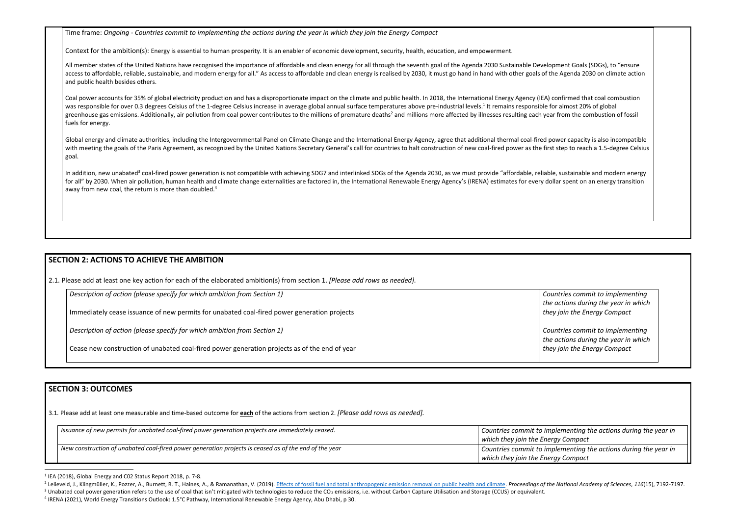Time frame: *Ongoing - Countries commit to implementing the actions during the year in which they join the Energy Compact*

Context for the ambition(s): Energy is essential to human prosperity. It is an enabler of economic development, security, health, education, and empowerment.

All member states of the United Nations have recognised the importance of affordable and clean energy for all through the seventh goal of the Agenda 2030 Sustainable Development Goals (SDGs), to "ensure access to affordable, reliable, sustainable, and modern energy for all." As access to affordable and clean energy is realised by 2030, it must go hand in hand with other goals of the Agenda 2030 on climate action and public health besides others.

Coal power accounts for 35% of global electricity production and has a disproportionate impact on the climate and public health. In 2018, the International Energy Agency (IEA) confirmed that coal combustion was responsible for over 0.3 degrees Celsius of the 1-degree Celsius increase in average global annual surface temperatures above pre-industrial levels.[1] It remains responsible for almost 20% of global greenhouse gas emissions. Additionally, air pollution from coal power contributes to the millions of premature deaths[2] and millions more affected by illnesses resulting each year from the combustion of fossil fuels for energy.

Global energy and climate authorities, including the Intergovernmental Panel on Climate Change and the International Energy Agency, agree that additional thermal coal-fired power capacity is also incompatible with meeting the goals of the Paris Agreement, as recognized by the United Nations Secretary General's call for countries to halt construction of new coal-fired power as the first step to reach a 1.5-degree Celsius goal.

In addition, new unabated[3] coal-fired power generation is not compatible with achieving SDG7 and interlinked SDGs of the Agenda 2030, as we must provide "affordable, reliable, sustainable and modern energy for all" by 2030. When air pollution, human health and climate change externalities are factored in, the International Renewable Energy Agency's (IRENA) estimates for every dollar spent on an energy transition away from new coal, the return is more than doubled.[4]

## SECTION 2: ACTIONS TO ACHIEVE THE AMBITION

2.1. Please add at least one key action for each of the elaborated ambition(s) from section 1. *[Please add rows as needed].*

| | |
|---|---|
| *Description of action (please specify for which ambition from Section 1)*<br><br>Immediately cease issuance of new permits for unabated coal-fired power generation projects | *Countries commit to implementing the actions during the year in which they join the Energy Compact* |
| *Description of action (please specify for which ambition from Section 1)*<br><br>Cease new construction of unabated coal-fired power generation projects as of the end of year | *Countries commit to implementing the actions during the year in which they join the Energy Compact* |

## SECTION 3: OUTCOMES

3.1. Please add at least one measurable and time-based outcome for **each** of the actions from section 2. *[Please add rows as needed].*

| | |
|---|---|
| *Issuance of new permits for unabated coal-fired power generation projects are immediately ceased.* | *Countries commit to implementing the actions during the year in which they join the Energy Compact* |
| *New construction of unabated coal-fired power generation projects is ceased as of the end of the year* | *Countries commit to implementing the actions during the year in which they join the Energy Compact* |

---

[1] IEA (2018), Global Energy and C02 Status Report 2018, p. 7-8.

[2] Lelieveld, J., Klingmüller, K., Pozzer, A., Burnett, R. T., Haines, A., & Ramanathan, V. (2019). Effects of fossil fuel and total anthropogenic emission removal on public health and climate. *Proceedings of the National Academy of Sciences*, *116*(15), 7192-7197.

[3] Unabated coal power generation refers to the use of coal that isn't mitigated with technologies to reduce the $CO_2$ emissions, i.e. without Carbon Capture Utilisation and Storage (CCUS) or equivalent.

[4] IRENA (2021), World Energy Transitions Outlook: 1.5°C Pathway, International Renewable Energy Agency, Abu Dhabi, p 30.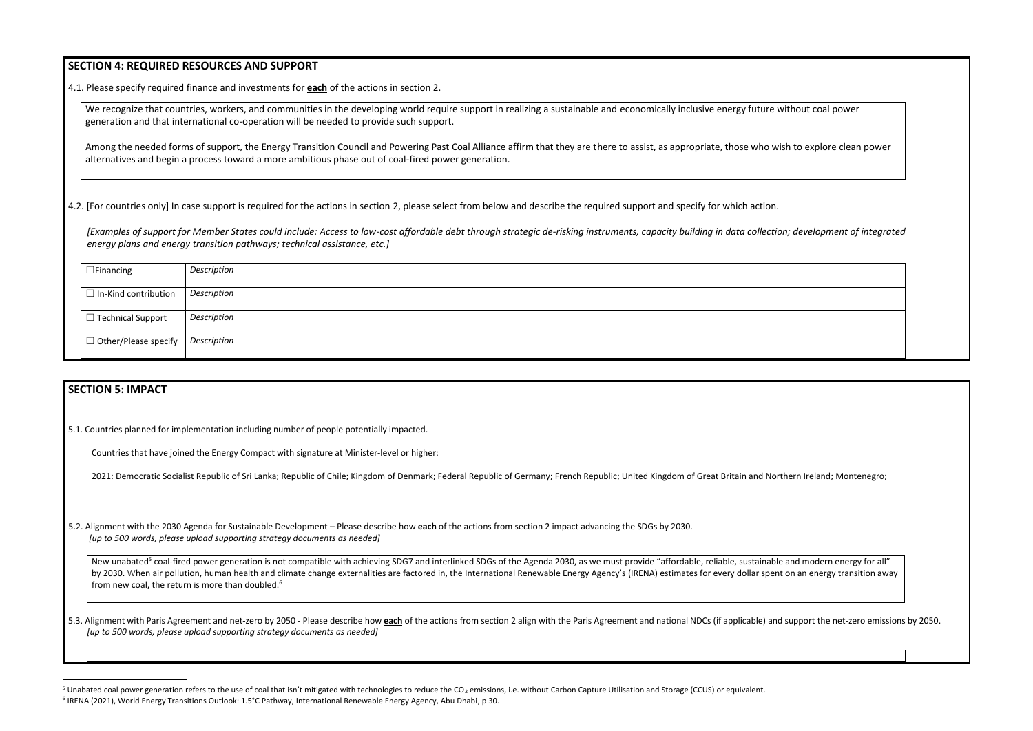## SECTION 4: REQUIRED RESOURCES AND SUPPORT

4.1. Please specify required finance and investments for **each** of the actions in section 2.

We recognize that countries, workers, and communities in the developing world require support in realizing a sustainable and economically inclusive energy future without coal power generation and that international co-operation will be needed to provide such support.

Among the needed forms of support, the Energy Transition Council and Powering Past Coal Alliance affirm that they are there to assist, as appropriate, those who wish to explore clean power alternatives and begin a process toward a more ambitious phase out of coal-fired power generation.

4.2. [For countries only] In case support is required for the actions in section 2, please select from below and describe the required support and specify for which action.

*[Examples of support for Member States could include: Access to low-cost affordable debt through strategic de-risking instruments, capacity building in data collection; development of integrated energy plans and energy transition pathways; technical assistance, etc.]*

| | |
|---|---|
| ☐ Financing | *Description* |
| ☐ In-Kind contribution | *Description* |
| ☐ Technical Support | *Description* |
| ☐ Other/Please specify | *Description* |

## SECTION 5: IMPACT

5.1. Countries planned for implementation including number of people potentially impacted.

Countries that have joined the Energy Compact with signature at Minister-level or higher:

2021: Democratic Socialist Republic of Sri Lanka; Republic of Chile; Kingdom of Denmark; Federal Republic of Germany; French Republic; United Kingdom of Great Britain and Northern Ireland; Montenegro;

5.2. Alignment with the 2030 Agenda for Sustainable Development – Please describe how **each** of the actions from section 2 impact advancing the SDGs by 2030.
*[up to 500 words, please upload supporting strategy documents as needed]*

New unabated[5] coal-fired power generation is not compatible with achieving SDG7 and interlinked SDGs of the Agenda 2030, as we must provide "affordable, reliable, sustainable and modern energy for all" by 2030. When air pollution, human health and climate change externalities are factored in, the International Renewable Energy Agency's (IRENA) estimates for every dollar spent on an energy transition away from new coal, the return is more than doubled.[6]

5.3. Alignment with Paris Agreement and net-zero by 2050 - Please describe how **each** of the actions from section 2 align with the Paris Agreement and national NDCs (if applicable) and support the net-zero emissions by 2050.
*[up to 500 words, please upload supporting strategy documents as needed]*

---

[5] Unabated coal power generation refers to the use of coal that isn't mitigated with technologies to reduce the $CO_2$ emissions, i.e. without Carbon Capture Utilisation and Storage (CCUS) or equivalent.

[6] IRENA (2021), World Energy Transitions Outlook: 1.5°C Pathway, International Renewable Energy Agency, Abu Dhabi, p 30.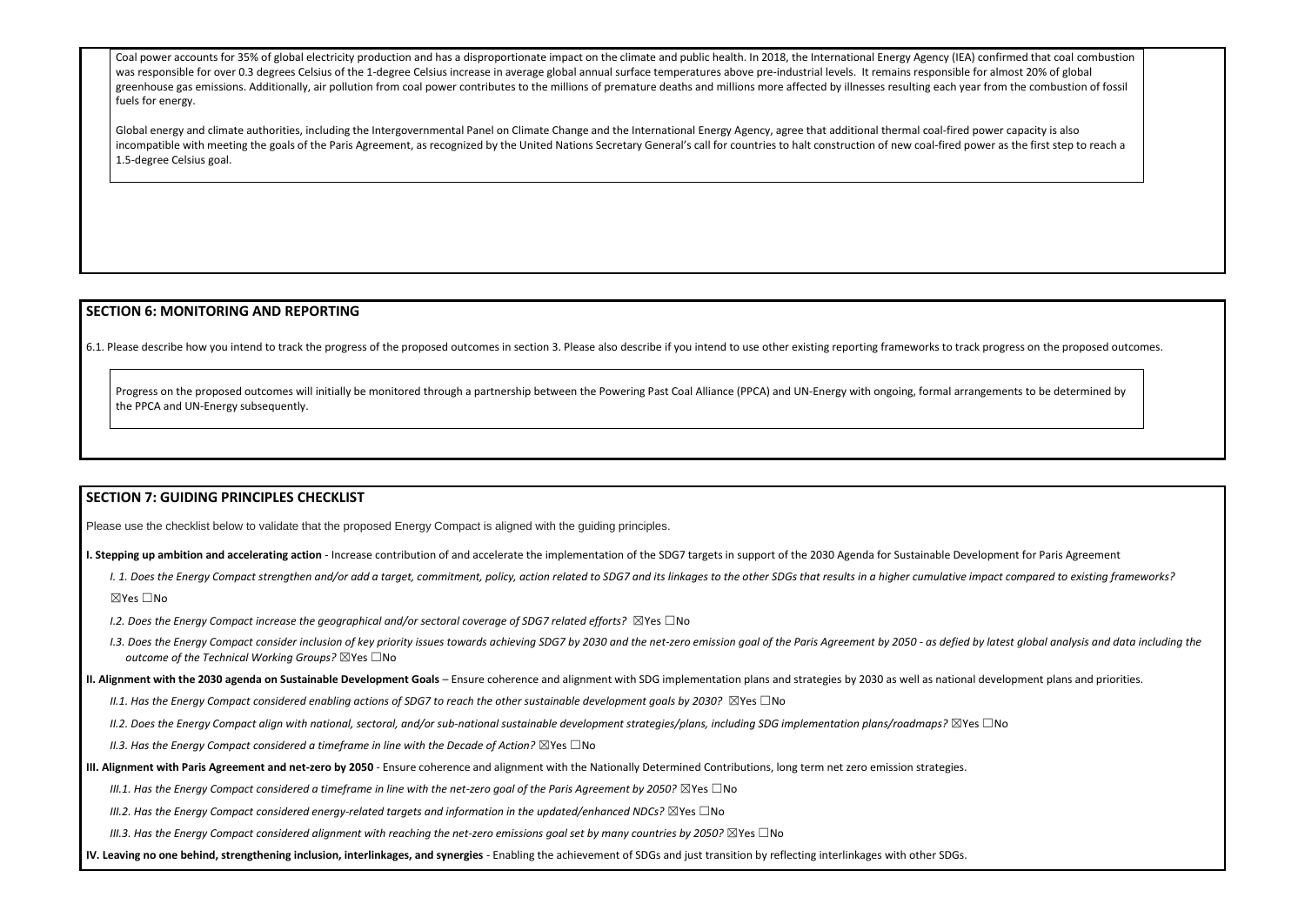Coal power accounts for 35% of global electricity production and has a disproportionate impact on the climate and public health. In 2018, the International Energy Agency (IEA) confirmed that coal combustion was responsible for over 0.3 degrees Celsius of the 1-degree Celsius increase in average global annual surface temperatures above pre-industrial levels. It remains responsible for almost 20% of global greenhouse gas emissions. Additionally, air pollution from coal power contributes to the millions of premature deaths and millions more affected by illnesses resulting each year from the combustion of fossil fuels for energy.

Global energy and climate authorities, including the Intergovernmental Panel on Climate Change and the International Energy Agency, agree that additional thermal coal-fired power capacity is also incompatible with meeting the goals of the Paris Agreement, as recognized by the United Nations Secretary General's call for countries to halt construction of new coal-fired power as the first step to reach a 1.5-degree Celsius goal.

## SECTION 6: MONITORING AND REPORTING

6.1. Please describe how you intend to track the progress of the proposed outcomes in section 3. Please also describe if you intend to use other existing reporting frameworks to track progress on the proposed outcomes.

Progress on the proposed outcomes will initially be monitored through a partnership between the Powering Past Coal Alliance (PPCA) and UN-Energy with ongoing, formal arrangements to be determined by the PPCA and UN-Energy subsequently.

## SECTION 7: GUIDING PRINCIPLES CHECKLIST

Please use the checklist below to validate that the proposed Energy Compact is aligned with the guiding principles.

**I. Stepping up ambition and accelerating action** - Increase contribution of and accelerate the implementation of the SDG7 targets in support of the 2030 Agenda for Sustainable Development for Paris Agreement

*I. 1. Does the Energy Compact strengthen and/or add a target, commitment, policy, action related to SDG7 and its linkages to the other SDGs that results in a higher cumulative impact compared to existing frameworks?*
☒Yes ☐No

*I.2. Does the Energy Compact increase the geographical and/or sectoral coverage of SDG7 related efforts?* ☒Yes ☐No

*I.3. Does the Energy Compact consider inclusion of key priority issues towards achieving SDG7 by 2030 and the net-zero emission goal of the Paris Agreement by 2050 - as defied by latest global analysis and data including the outcome of the Technical Working Groups?* ☒Yes ☐No

**II. Alignment with the 2030 agenda on Sustainable Development Goals** – Ensure coherence and alignment with SDG implementation plans and strategies by 2030 as well as national development plans and priorities.

*II.1. Has the Energy Compact considered enabling actions of SDG7 to reach the other sustainable development goals by 2030?* ☒Yes ☐No

*II.2. Does the Energy Compact align with national, sectoral, and/or sub-national sustainable development strategies/plans, including SDG implementation plans/roadmaps?* ☒Yes ☐No

*II.3. Has the Energy Compact considered a timeframe in line with the Decade of Action?* ☒Yes ☐No

**III. Alignment with Paris Agreement and net-zero by 2050** - Ensure coherence and alignment with the Nationally Determined Contributions, long term net zero emission strategies.

*III.1. Has the Energy Compact considered a timeframe in line with the net-zero goal of the Paris Agreement by 2050?* ☒Yes ☐No

*III.2. Has the Energy Compact considered energy-related targets and information in the updated/enhanced NDCs?* ☒Yes ☐No

*III.3. Has the Energy Compact considered alignment with reaching the net-zero emissions goal set by many countries by 2050?* ☒Yes ☐No

**IV. Leaving no one behind, strengthening inclusion, interlinkages, and synergies** - Enabling the achievement of SDGs and just transition by reflecting interlinkages with other SDGs.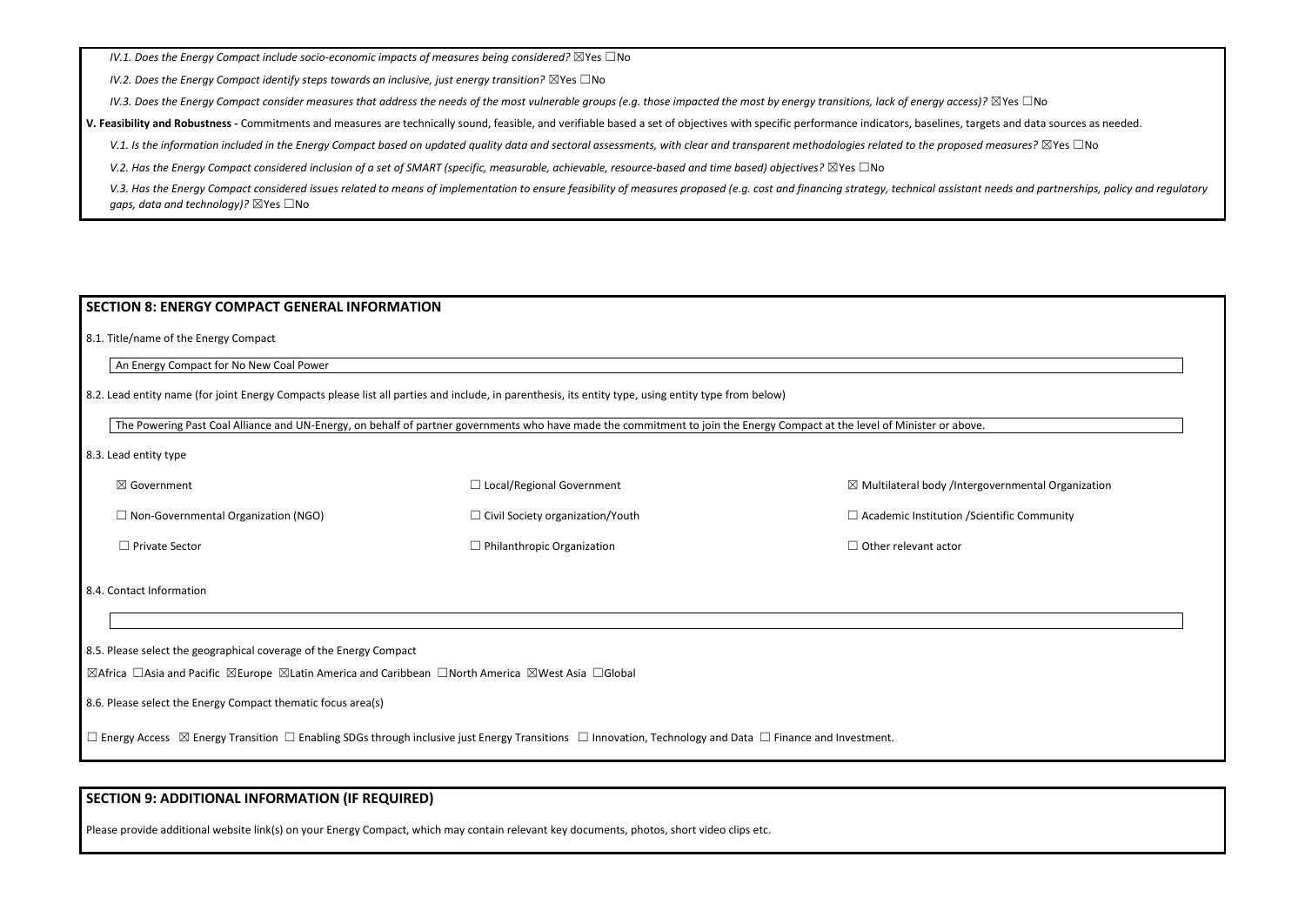*IV.1. Does the Energy Compact include socio-economic impacts of measures being considered?* ☒Yes ☐No

*IV.2. Does the Energy Compact identify steps towards an inclusive, just energy transition?* ☒Yes ☐No

*IV.3. Does the Energy Compact consider measures that address the needs of the most vulnerable groups (e.g. those impacted the most by energy transitions, lack of energy access)?* ☒Yes ☐No

**V. Feasibility and Robustness -** Commitments and measures are technically sound, feasible, and verifiable based a set of objectives with specific performance indicators, baselines, targets and data sources as needed.

*V.1. Is the information included in the Energy Compact based on updated quality data and sectoral assessments, with clear and transparent methodologies related to the proposed measures?* ☒Yes ☐No

*V.2. Has the Energy Compact considered inclusion of a set of SMART (specific, measurable, achievable, resource-based and time based) objectives?* ☒Yes ☐No

*V.3. Has the Energy Compact considered issues related to means of implementation to ensure feasibility of measures proposed (e.g. cost and financing strategy, technical assistant needs and partnerships, policy and regulatory gaps, data and technology)?* ☒Yes ☐No

## SECTION 8: ENERGY COMPACT GENERAL INFORMATION

8.1. Title/name of the Energy Compact

An Energy Compact for No New Coal Power

8.2. Lead entity name (for joint Energy Compacts please list all parties and include, in parenthesis, its entity type, using entity type from below)

The Powering Past Coal Alliance and UN-Energy, on behalf of partner governments who have made the commitment to join the Energy Compact at the level of Minister or above.

8.3. Lead entity type

| | | |
|---|---|---|
| ☒ Government | ☐ Local/Regional Government | ☒ Multilateral body /Intergovernmental Organization |
| ☐ Non-Governmental Organization (NGO) | ☐ Civil Society organization/Youth | ☐ Academic Institution /Scientific Community |
| ☐ Private Sector | ☐ Philanthropic Organization | ☐ Other relevant actor |

8.4. Contact Information

8.5. Please select the geographical coverage of the Energy Compact

☒Africa ☐Asia and Pacific ☒Europe ☒Latin America and Caribbean ☐North America ☒West Asia ☐Global

8.6. Please select the Energy Compact thematic focus area(s)

☐ Energy Access ☒ Energy Transition ☐ Enabling SDGs through inclusive just Energy Transitions ☐ Innovation, Technology and Data ☐ Finance and Investment.

## SECTION 9: ADDITIONAL INFORMATION (IF REQUIRED)

Please provide additional website link(s) on your Energy Compact, which may contain relevant key documents, photos, short video clips etc.